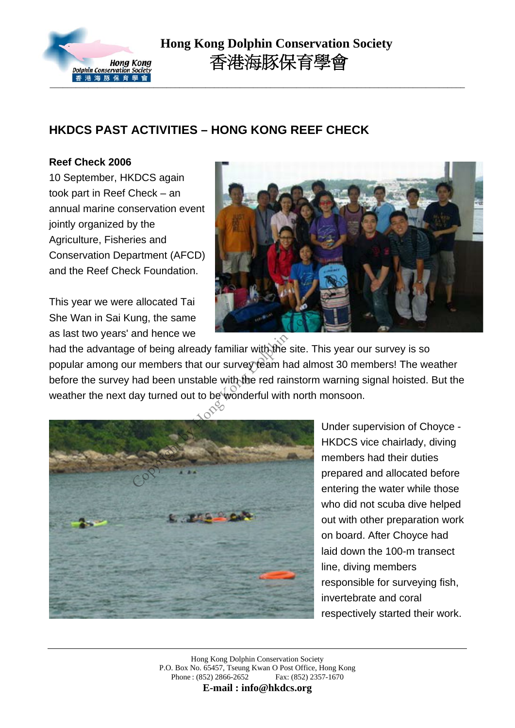# HKDCS PAST ACTIVITIES – HONG KONG REEF CHECK

**Reef Check 2006**

10 September, HKDCS again took part in Reef Check – an annual marine conservation event jointly organized by the Agriculture, Fisheries and Conservation Department (AFCD) and the Reef Check Foundation.

This year we were allocated Tai She Wan in Sai Kung, the same as last two years' and hence we had the advantage of being already familiar with the site. This year our survey is so popular among our members that our survey team had almost 30 members! The weather before the survey had been unstable with the red rainstorm warning signal hoisted. But the weather the next day turned out to be wonderful with north monsoon.

Under supervision of Choyce - HKDCS vice chairlady, diving members had their duties prepared and allocated before entering the water while those who did not scuba dive helped out with other preparation work on board. After Choyce had laid down the 100-m transect line, diving members responsible for surveying fish, invertebrate and coral respectively started their work.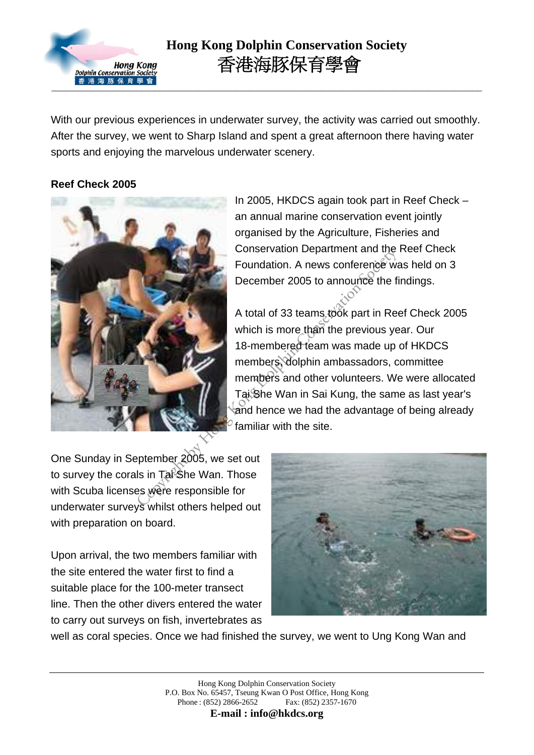With our previous experiences in underwater survey, the activity was carried out smoothly. After the survey, we went to Sharp Island and spent a great afternoon there having water sports and enjoying the marvelous underwater scenery.

**Reef Check 2005**

In 2005, HKDCS again took part in Reef Check – an annual marine conservation event jointly organised by the Agriculture, Fisheries and Conservation Department and the Reef Check Foundation. A news conference was held on 3 December 2005 to announce the findings.

A total of 33 teams took part in Reef Check 2005 which is more than the previous year. Our 18-membered team was made up of HKDCS members, dolphin ambassadors, committee members and other volunteers. We were allocated Tai She Wan in Sai Kung, the same as last year's and hence we had the advantage of being already familiar with the site.

One Sunday in September 2005, we set out to survey the corals in Tai She Wan. Those with Scuba licenses were responsible for underwater surveys whilst others helped out with preparation on board.

Upon arrival, the two members familiar with the site entered the water first to find a suitable place for the 100-meter transect line. Then the other divers entered the water to carry out surveys on fish, invertebrates as well as coral species. Once we had finished the survey, we went to Ung Kong Wan and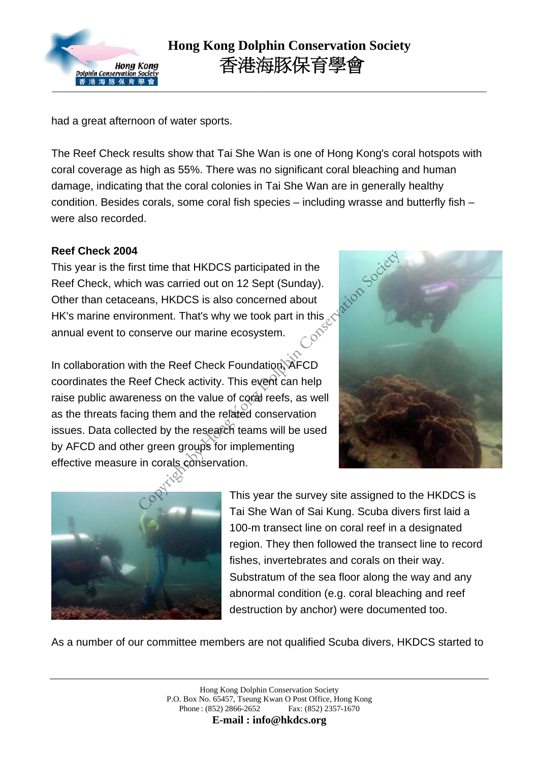had a great afternoon of water sports.

The Reef Check results show that Tai She Wan is one of Hong Kong's coral hotspots with coral coverage as high as 55%. There was no significant coral bleaching and human damage, indicating that the coral colonies in Tai She Wan are in generally healthy condition. Besides corals, some coral fish species – including wrasse and butterfly fish – were also recorded.

**Reef Check 2004**

This year is the first time that HKDCS participated in the Reef Check, which was carried out on 12 Sept (Sunday). Other than cetaceans, HKDCS is also concerned about HK's marine environment. That's why we took part in this annual event to conserve our marine ecosystem.

In collaboration with the Reef Check Foundation, AFCD coordinates the Reef Check activity. This event can help raise public awareness on the value of coral reefs, as well as the threats facing them and the related conservation issues. Data collected by the research teams will be used by AFCD and other green groups for implementing effective measure in corals conservation.

This year the survey site assigned to the HKDCS is Tai She Wan of Sai Kung. Scuba divers first laid a 100-m transect line on coral reef in a designated region. They then followed the transect line to record fishes, invertebrates and corals on their way. Substratum of the sea floor along the way and any abnormal condition (e.g. coral bleaching and reef destruction by anchor) were documented too.

As a number of our committee members are not qualified Scuba divers, HKDCS started to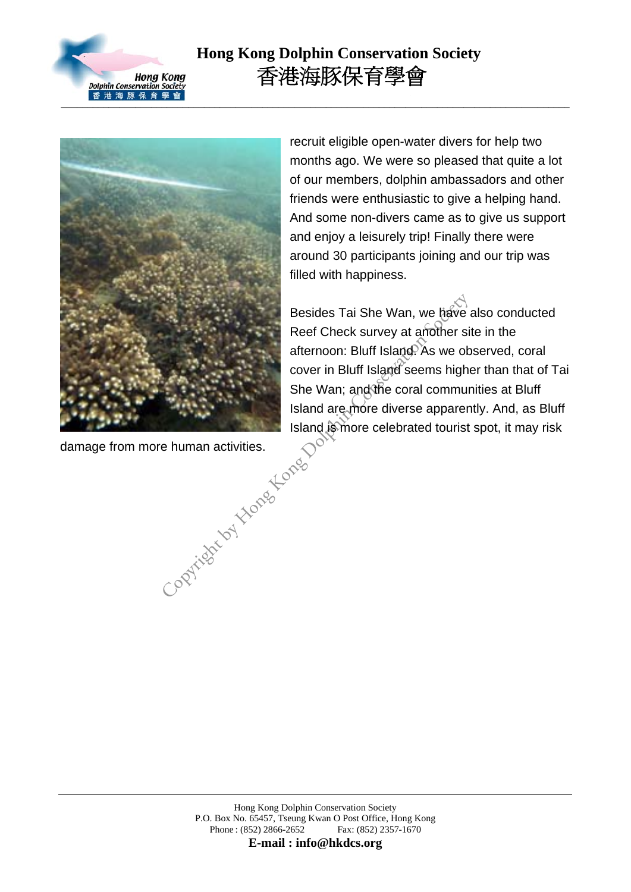recruit eligible open-water divers for help two months ago. We were so pleased that quite a lot of our members, dolphin ambassadors and other friends were enthusiastic to give a helping hand. And some non-divers came as to give us support and enjoy a leisurely trip! Finally there were around 30 participants joining and our trip was filled with happiness.

Besides Tai She Wan, we have also conducted Reef Check survey at another site in the afternoon: Bluff Island. As we observed, coral cover in Bluff Island seems higher than that of Tai She Wan; and the coral communities at Bluff Island are more diverse apparently. And, as Bluff Island is more celebrated tourist spot, it may risk damage from more human activities.